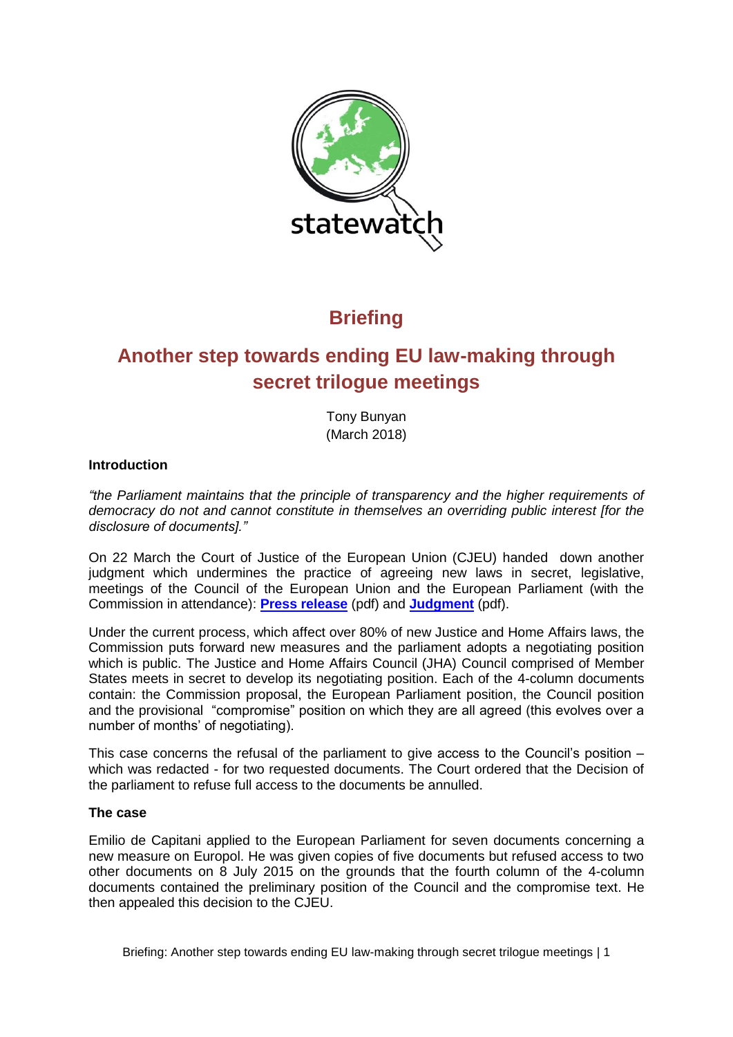# Briefing

## Another step towards ending EU law-making through secret trilogue meetings

Tony Bunyan
(March 2018)

### Introduction

*"the Parliament maintains that the principle of transparency and the higher requirements of democracy do not and cannot constitute in themselves an overriding public interest [for the disclosure of documents]."*

On 22 March the Court of Justice of the European Union (CJEU) handed down another judgment which undermines the practice of agreeing new laws in secret, legislative, meetings of the Council of the European Union and the European Parliament (with the Commission in attendance): **Press release** (pdf) and **Judgment** (pdf).

Under the current process, which affect over 80% of new Justice and Home Affairs laws, the Commission puts forward new measures and the parliament adopts a negotiating position which is public. The Justice and Home Affairs Council (JHA) Council comprised of Member States meets in secret to develop its negotiating position. Each of the 4-column documents contain: the Commission proposal, the European Parliament position, the Council position and the provisional "compromise" position on which they are all agreed (this evolves over a number of months' of negotiating).

This case concerns the refusal of the parliament to give access to the Council's position – which was redacted - for two requested documents. The Court ordered that the Decision of the parliament to refuse full access to the documents be annulled.

### The case

Emilio de Capitani applied to the European Parliament for seven documents concerning a new measure on Europol. He was given copies of five documents but refused access to two other documents on 8 July 2015 on the grounds that the fourth column of the 4-column documents contained the preliminary position of the Council and the compromise text. He then appealed this decision to the CJEU.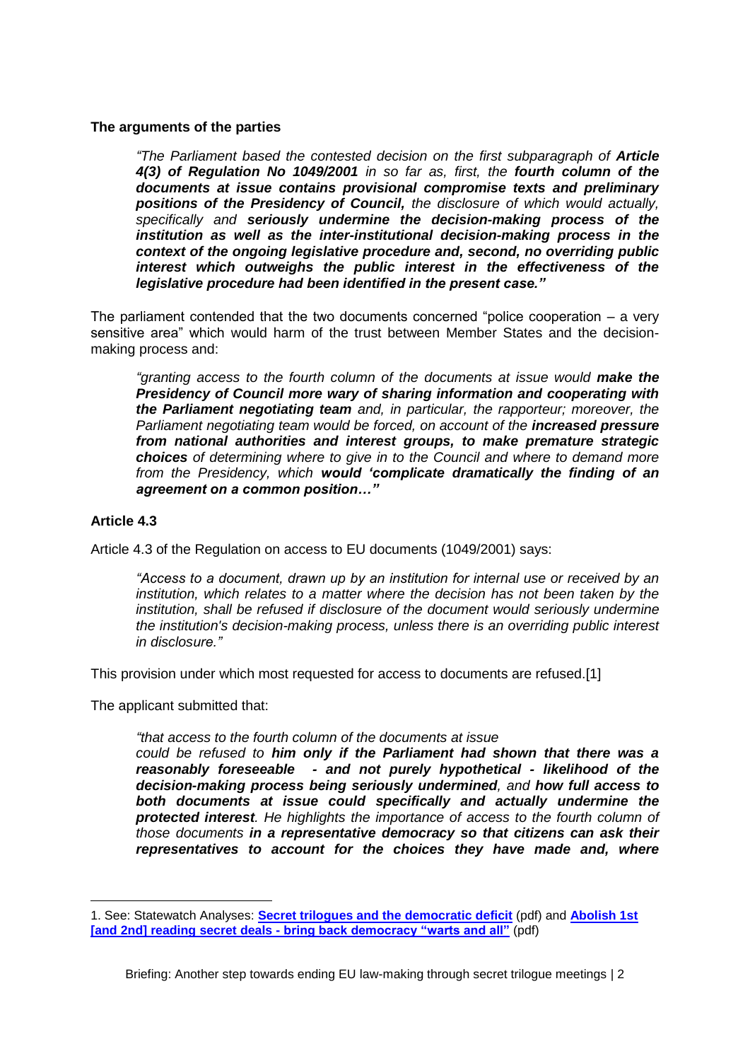**The arguments of the parties**

> *"The Parliament based the contested decision on the first subparagraph of **Article 4(3) of Regulation No 1049/2001** in so far as, first, the **fourth column of the documents at issue contains provisional compromise texts and preliminary positions of the Presidency of Council,** the disclosure of which would actually, specifically and **seriously undermine the decision-making process of the institution as well as the inter-institutional decision-making process in the context of the ongoing legislative procedure and, second, no overriding public interest which outweighs the public interest in the effectiveness of the legislative procedure had been identified in the present case."***

The parliament contended that the two documents concerned "police cooperation – a very sensitive area" which would harm of the trust between Member States and the decision-making process and:

> *"granting access to the fourth column of the documents at issue would **make the Presidency of Council more wary of sharing information and cooperating with the Parliament negotiating team** and, in particular, the rapporteur; moreover, the Parliament negotiating team would be forced, on account of the **increased pressure from national authorities and interest groups, to make premature strategic choices** of determining where to give in to the Council and where to demand more from the Presidency, which **would 'complicate dramatically the finding of an agreement on a common position…"***

**Article 4.3**

Article 4.3 of the Regulation on access to EU documents (1049/2001) says:

> *"Access to a document, drawn up by an institution for internal use or received by an institution, which relates to a matter where the decision has not been taken by the institution, shall be refused if disclosure of the document would seriously undermine the institution's decision-making process, unless there is an overriding public interest in disclosure."*

This provision under which most requested for access to documents are refused.[1]

The applicant submitted that:

> *"that access to the fourth column of the documents at issue could be refused to **him only if the Parliament had shown that there was a reasonably foreseeable - and not purely hypothetical - likelihood of the decision-making process being seriously undermined**, and **how full access to both documents at issue could specifically and actually undermine the protected interest**. He highlights the importance of access to the fourth column of those documents **in a representative democracy so that citizens can ask their representatives to account for the choices they have made and, where***

1. See: Statewatch Analyses: **Secret trilogues and the democratic deficit** (pdf) and **Abolish 1st [and 2nd] reading secret deals - bring back democracy "warts and all"** (pdf)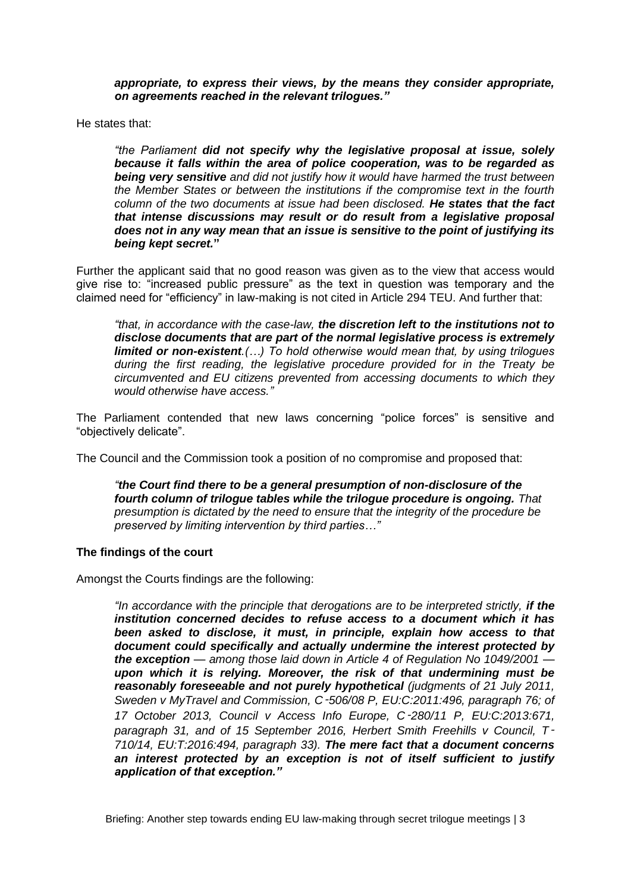> ***appropriate, to express their views, by the means they consider appropriate, on agreements reached in the relevant trilogues."***

He states that:

> *"the Parliament **did not specify why the legislative proposal at issue, solely because it falls within the area of police cooperation, was to be regarded as being very sensitive** and did not justify how it would have harmed the trust between the Member States or between the institutions if the compromise text in the fourth column of the two documents at issue had been disclosed. **He states that the fact that intense discussions may result or do result from a legislative proposal does not in any way mean that an issue is sensitive to the point of justifying its being kept secret.**"*

Further the applicant said that no good reason was given as to the view that access would give rise to: "increased public pressure" as the text in question was temporary and the claimed need for "efficiency" in law-making is not cited in Article 294 TEU. And further that:

> *"that, in accordance with the case-law, **the discretion left to the institutions not to disclose documents that are part of the normal legislative process is extremely limited or non-existent**.(…) To hold otherwise would mean that, by using trilogues during the first reading, the legislative procedure provided for in the Treaty be circumvented and EU citizens prevented from accessing documents to which they would otherwise have access."*

The Parliament contended that new laws concerning "police forces" is sensitive and "objectively delicate".

The Council and the Commission took a position of no compromise and proposed that:

> *"**the Court find there to be a general presumption of non-disclosure of the fourth column of trilogue tables while the trilogue procedure is ongoing.** That presumption is dictated by the need to ensure that the integrity of the procedure be preserved by limiting intervention by third parties…"*

**The findings of the court**

Amongst the Courts findings are the following:

> *"In accordance with the principle that derogations are to be interpreted strictly, **if the institution concerned decides to refuse access to a document which it has been asked to disclose, it must, in principle, explain how access to that document could specifically and actually undermine the interest protected by the exception** — among those laid down in Article 4 of Regulation No 1049/2001 — **upon which it is relying. Moreover, the risk of that undermining must be reasonably foreseeable and not purely hypothetical** (judgments of 21 July 2011, Sweden v MyTravel and Commission, C‑506/08 P, EU:C:2011:496, paragraph 76; of 17 October 2013, Council v Access Info Europe, C‑280/11 P, EU:C:2013:671, paragraph 31, and of 15 September 2016, Herbert Smith Freehills v Council, T‑710/14, EU:T:2016:494, paragraph 33). **The mere fact that a document concerns an interest protected by an exception is not of itself sufficient to justify application of that exception."***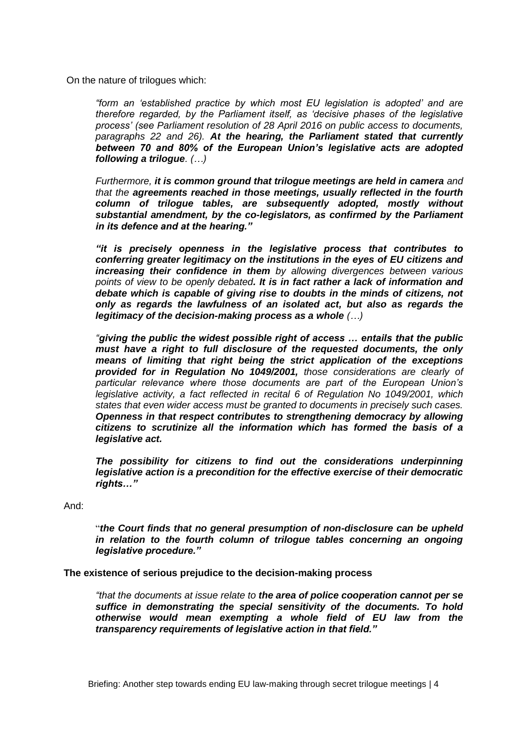On the nature of trilogues which:

> *"form an 'established practice by which most EU legislation is adopted' and are therefore regarded, by the Parliament itself, as 'decisive phases of the legislative process' (see Parliament resolution of 28 April 2016 on public access to documents, paragraphs 22 and 26). **At the hearing, the Parliament stated that currently between 70 and 80% of the European Union's legislative acts are adopted following a trilogue**. (…)*
>
> *Furthermore, **it is common ground that trilogue meetings are held in camera** and that the **agreements reached in those meetings, usually reflected in the fourth column of trilogue tables, are subsequently adopted, mostly without substantial amendment, by the co-legislators, as confirmed by the Parliament in its defence and at the hearing."***
>
> ***"it is precisely openness in the legislative process that contributes to conferring greater legitimacy on the institutions in the eyes of EU citizens and increasing their confidence in them** by allowing divergences between various points of view to be openly debated**. It is in fact rather a lack of information and debate which is capable of giving rise to doubts in the minds of citizens, not only as regards the lawfulness of an isolated act, but also as regards the legitimacy of the decision-making process as a whole** (…)*
>
> *"**giving the public the widest possible right of access … entails that the public must have a right to full disclosure of the requested documents, the only means of limiting that right being the strict application of the exceptions provided for in Regulation No 1049/2001,** those considerations are clearly of particular relevance where those documents are part of the European Union's legislative activity, a fact reflected in recital 6 of Regulation No 1049/2001, which states that even wider access must be granted to documents in precisely such cases. **Openness in that respect contributes to strengthening democracy by allowing citizens to scrutinize all the information which has formed the basis of a legislative act.***
>
> ***The possibility for citizens to find out the considerations underpinning legislative action is a precondition for the effective exercise of their democratic rights…"***

And:

> "***the Court finds that no general presumption of non-disclosure can be upheld in relation to the fourth column of trilogue tables concerning an ongoing legislative procedure."***

**The existence of serious prejudice to the decision-making process**

> *"that the documents at issue relate to **the area of police cooperation cannot per se suffice in demonstrating the special sensitivity of the documents. To hold otherwise would mean exempting a whole field of EU law from the transparency requirements of legislative action in that field."***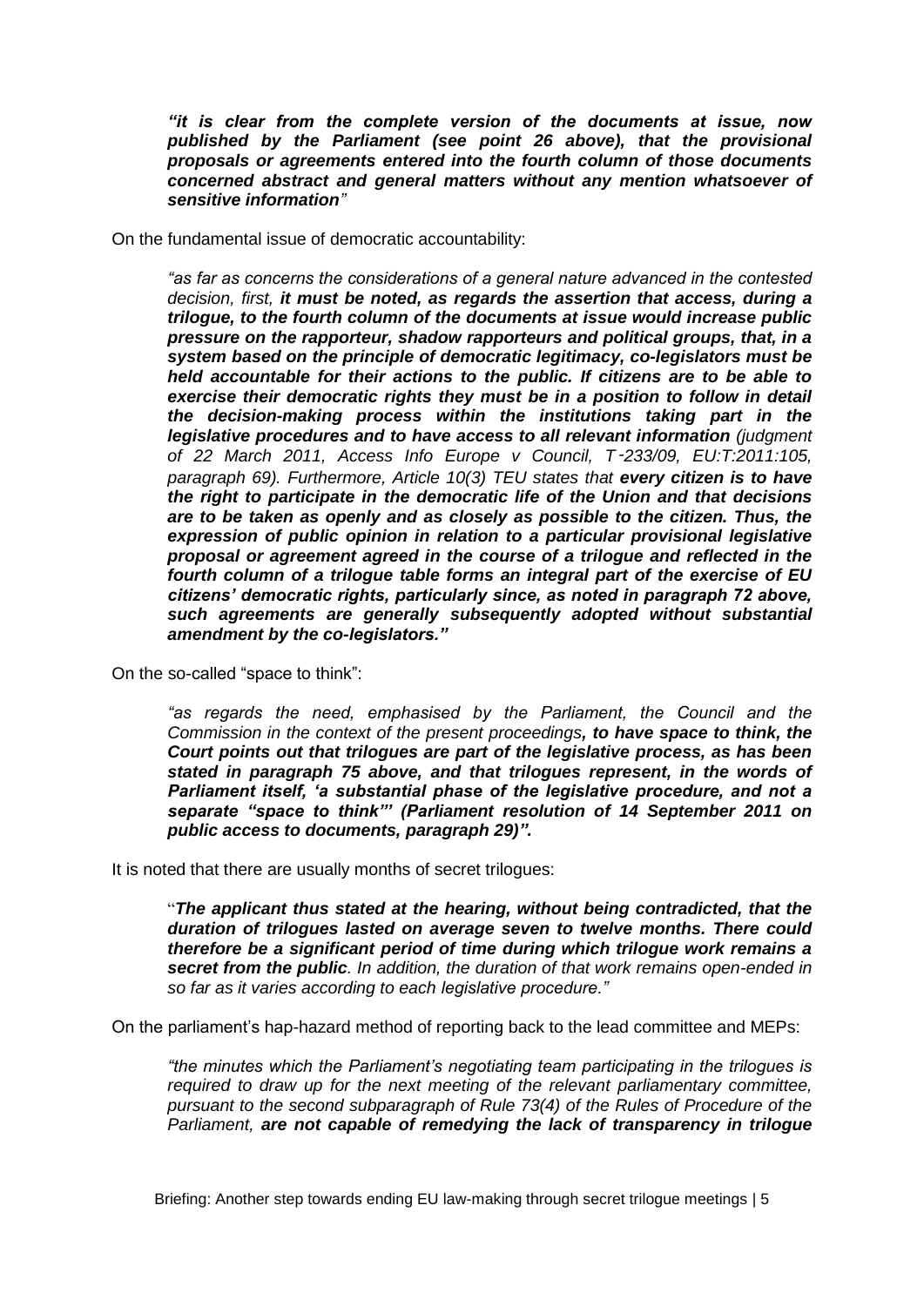> *“**it is clear from the complete version of the documents at issue, now published by the Parliament (see point 26 above), that the provisional proposals or agreements entered into the fourth column of those documents concerned abstract and general matters without any mention whatsoever of sensitive information**”*

On the fundamental issue of democratic accountability:

> *“as far as concerns the considerations of a general nature advanced in the contested decision, first, **it must be noted, as regards the assertion that access, during a trilogue, to the fourth column of the documents at issue would increase public pressure on the rapporteur, shadow rapporteurs and political groups, that, in a system based on the principle of democratic legitimacy, co-legislators must be held accountable for their actions to the public. If citizens are to be able to exercise their democratic rights they must be in a position to follow in detail the decision-making process within the institutions taking part in the legislative procedures and to have access to all relevant information** (judgment of 22 March 2011, Access Info Europe v Council, T‑233/09, EU:T:2011:105, paragraph 69). Furthermore, Article 10(3) TEU states that **every citizen is to have the right to participate in the democratic life of the Union and that decisions are to be taken as openly and as closely as possible to the citizen. Thus, the expression of public opinion in relation to a particular provisional legislative proposal or agreement agreed in the course of a trilogue and reflected in the fourth column of a trilogue table forms an integral part of the exercise of EU citizens’ democratic rights, particularly since, as noted in paragraph 72 above, such agreements are generally subsequently adopted without substantial amendment by the co-legislators.”***

On the so-called “space to think”:

> *“as regards the need, emphasised by the Parliament, the Council and the Commission in the context of the present proceedings**, to have space to think, the Court points out that trilogues are part of the legislative process, as has been stated in paragraph 75 above, and that trilogues represent, in the words of Parliament itself, ‘a substantial phase of the legislative procedure, and not a separate “space to think”’ (Parliament resolution of 14 September 2011 on public access to documents, paragraph 29)”.***

It is noted that there are usually months of secret trilogues:

> “***The applicant thus stated at the hearing, without being contradicted, that the duration of trilogues lasted on average seven to twelve months. There could therefore be a significant period of time during which trilogue work remains a secret from the public**. In addition, the duration of that work remains open-ended in so far as it varies according to each legislative procedure.”*

On the parliament’s hap-hazard method of reporting back to the lead committee and MEPs:

> *“the minutes which the Parliament’s negotiating team participating in the trilogues is required to draw up for the next meeting of the relevant parliamentary committee, pursuant to the second subparagraph of Rule 73(4) of the Rules of Procedure of the Parliament, **are not capable of remedying the lack of transparency in trilogue***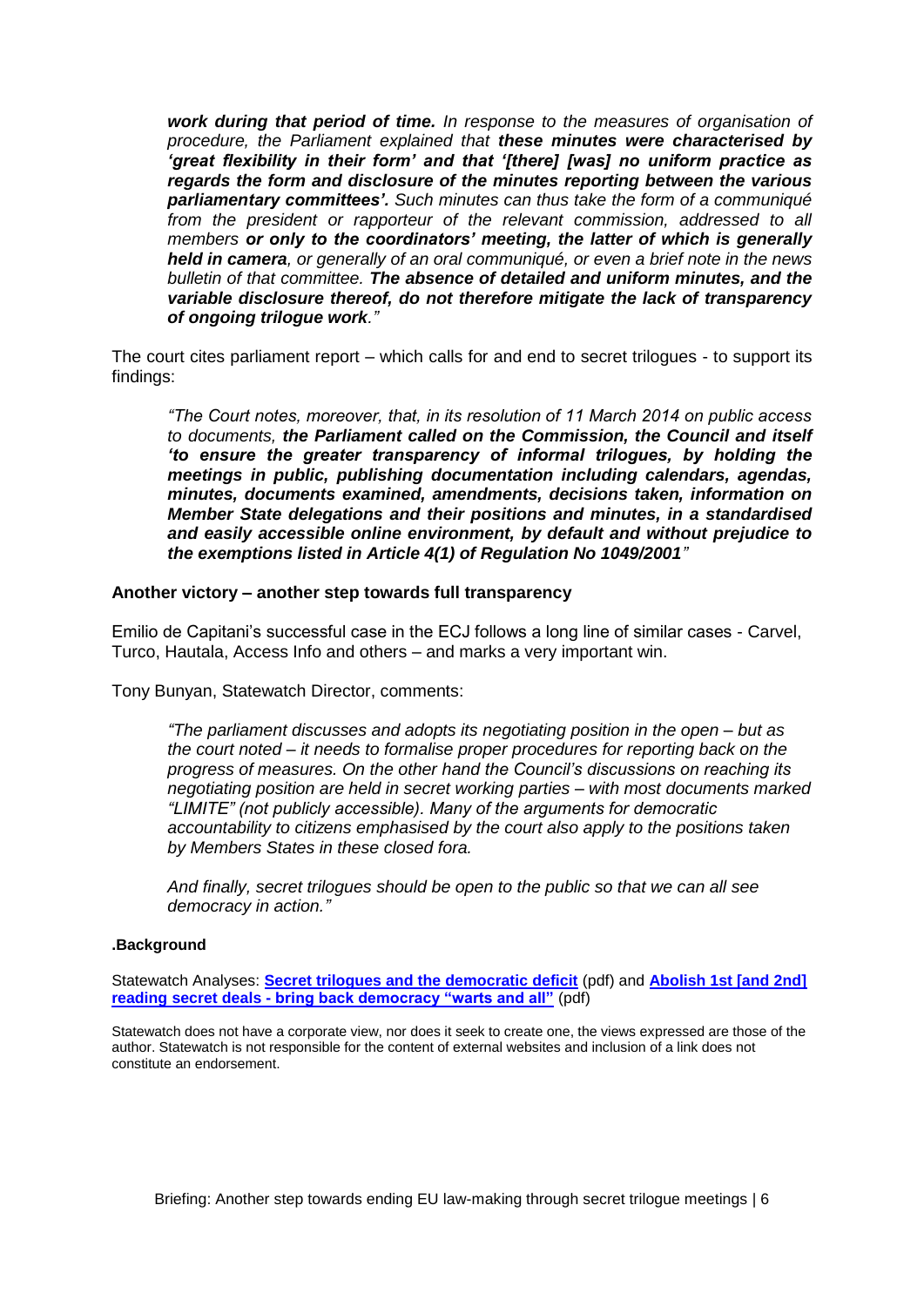> ***work during that period of time.*** *In response to the measures of organisation of procedure, the Parliament explained that* ***these minutes were characterised by 'great flexibility in their form' and that '[there] [was] no uniform practice as regards the form and disclosure of the minutes reporting between the various parliamentary committees'.*** *Such minutes can thus take the form of a communiqué from the president or rapporteur of the relevant commission, addressed to all members* ***or only to the coordinators' meeting, the latter of which is generally held in camera****, or generally of an oral communiqué, or even a brief note in the news bulletin of that committee.* ***The absence of detailed and uniform minutes, and the variable disclosure thereof, do not therefore mitigate the lack of transparency of ongoing trilogue work****."*

The court cites parliament report – which calls for and end to secret trilogues - to support its findings:

> *"The Court notes, moreover, that, in its resolution of 11 March 2014 on public access to documents,* ***the Parliament called on the Commission, the Council and itself 'to ensure the greater transparency of informal trilogues, by holding the meetings in public, publishing documentation including calendars, agendas, minutes, documents examined, amendments, decisions taken, information on Member State delegations and their positions and minutes, in a standardised and easily accessible online environment, by default and without prejudice to the exemptions listed in Article 4(1) of Regulation No 1049/2001****"*

**Another victory – another step towards full transparency**

Emilio de Capitani's successful case in the ECJ follows a long line of similar cases - Carvel, Turco, Hautala, Access Info and others – and marks a very important win.

Tony Bunyan, Statewatch Director, comments:

> *"The parliament discusses and adopts its negotiating position in the open – but as the court noted – it needs to formalise proper procedures for reporting back on the progress of measures. On the other hand the Council's discussions on reaching its negotiating position are held in secret working parties – with most documents marked "LIMITE" (not publicly accessible). Many of the arguments for democratic accountability to citizens emphasised by the court also apply to the positions taken by Members States in these closed fora.*
>
> *And finally, secret trilogues should be open to the public so that we can all see democracy in action."*

**.Background**

Statewatch Analyses: **Secret trilogues and the democratic deficit** (pdf) and **Abolish 1st [and 2nd] reading secret deals - bring back democracy "warts and all"** (pdf)

Statewatch does not have a corporate view, nor does it seek to create one, the views expressed are those of the author. Statewatch is not responsible for the content of external websites and inclusion of a link does not constitute an endorsement.